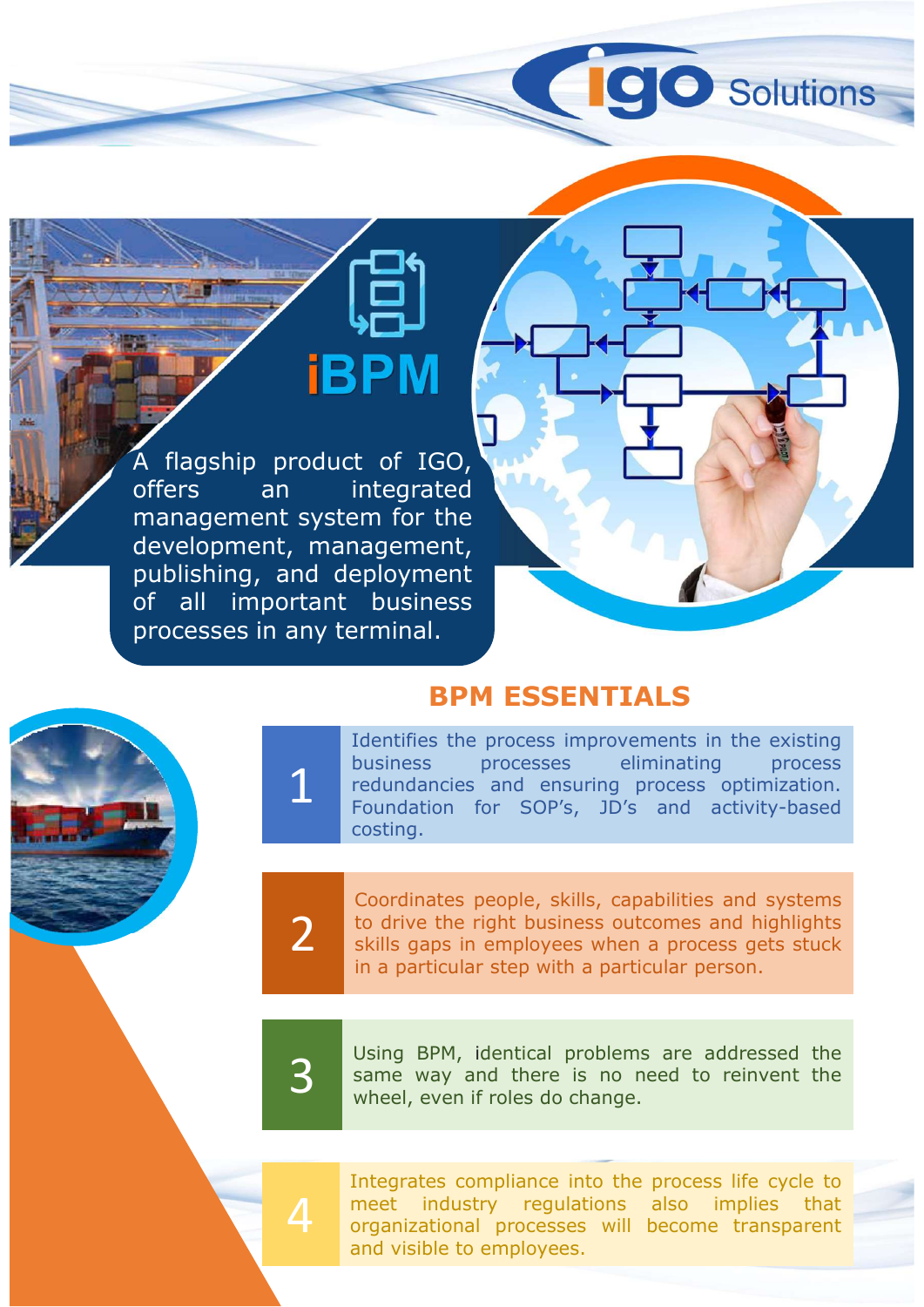igo Solutions

# iBPM

A flagship product of IGO, offers an integrated management system for the development, management, publishing, and deployment of all important business processes in any terminal.

## BPM ESSENTIALS

1. Identifies the process improvements in the existing business processes eliminating process redundancies and ensuring process optimization. Foundation for SOP's, JD's and activity-based costing.

2. Coordinates people, skills, capabilities and systems to drive the right business outcomes and highlights skills gaps in employees when a process gets stuck in a particular step with a particular person.

3. Using BPM, identical problems are addressed the same way and there is no need to reinvent the wheel, even if roles do change.

4. Integrates compliance into the process life cycle to meet industry regulations also implies that organizational processes will become transparent and visible to employees.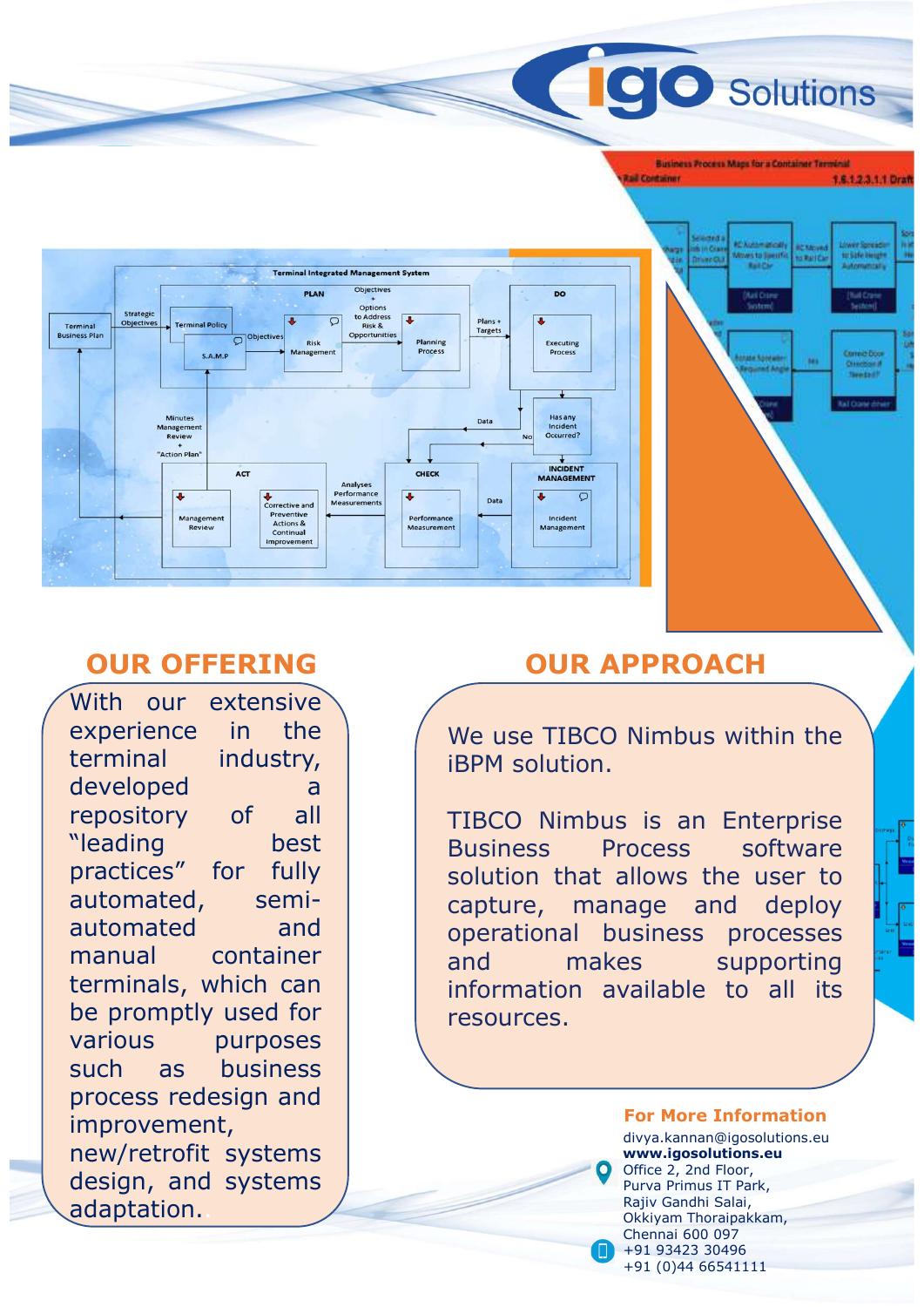## OUR OFFERING

With our extensive experience in the terminal industry, developed a repository of all “leading best practices” for fully automated, semi-automated and manual container terminals, which can be promptly used for various purposes such as business process redesign and improvement, new/retrofit systems design, and systems adaptation.

## OUR APPROACH

We use TIBCO Nimbus within the iBPM solution.

TIBCO Nimbus is an Enterprise Business Process software solution that allows the user to capture, manage and deploy operational business processes and makes supporting information available to all its resources.

### For More Information

divya.kannan@igosolutions.eu
**www.igosolutions.eu**
Office 2, 2nd Floor,
Purva Primus IT Park,
Rajiv Gandhi Salai,
Okkiyam Thoraipakkam,
Chennai 600 097
+91 93423 30496
+91 (0)44 66541111